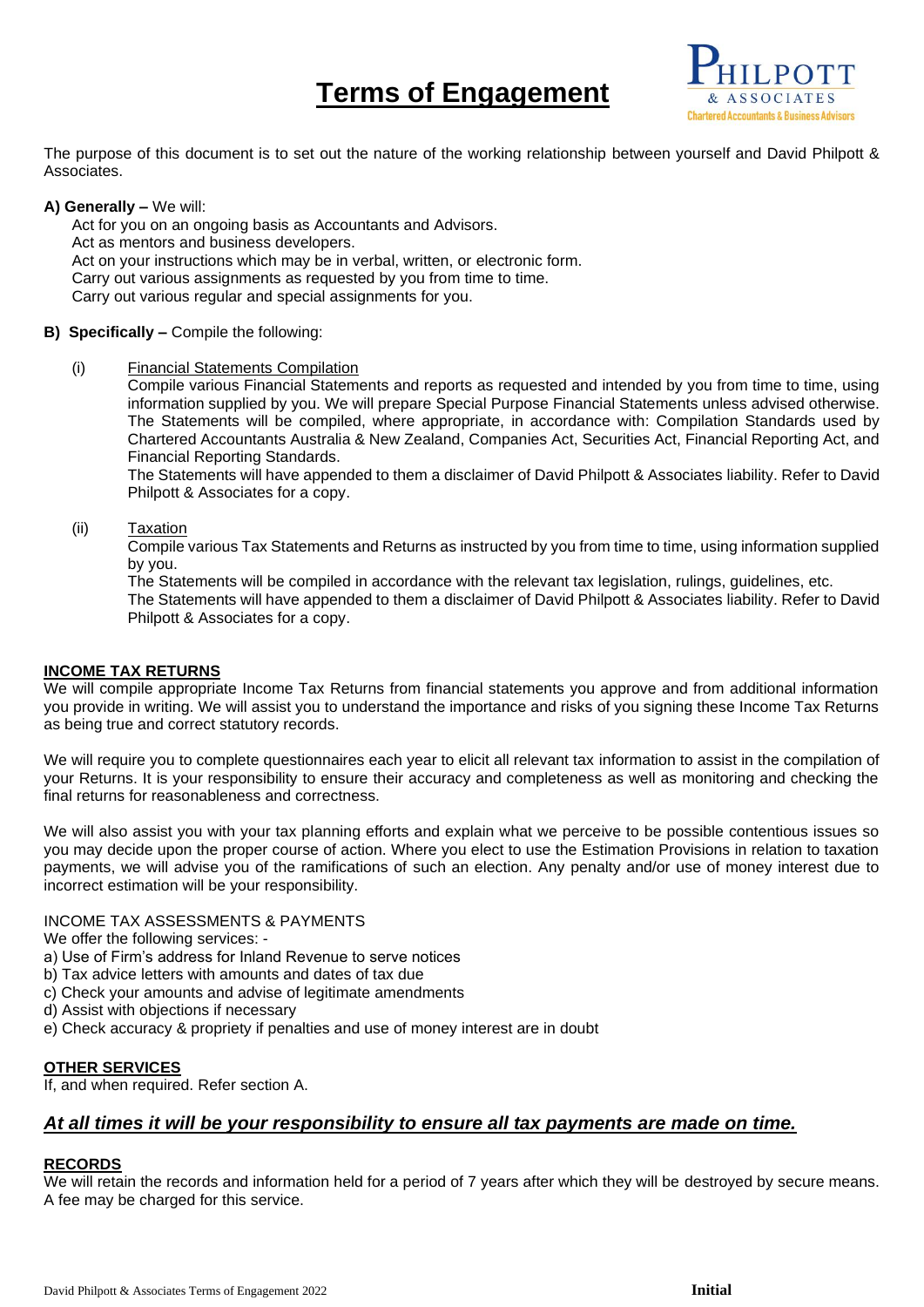# Terms of Engagement

The purpose of this document is to set out the nature of the working relationship between yourself and David Philpott & Associates.

**A) Generally –** We will:

Act for you on an ongoing basis as Accountants and Advisors.
Act as mentors and business developers.
Act on your instructions which may be in verbal, written, or electronic form.
Carry out various assignments as requested by you from time to time.
Carry out various regular and special assignments for you.

**B) Specifically –** Compile the following:

(i) Financial Statements Compilation

Compile various Financial Statements and reports as requested and intended by you from time to time, using information supplied by you. We will prepare Special Purpose Financial Statements unless advised otherwise. The Statements will be compiled, where appropriate, in accordance with: Compilation Standards used by Chartered Accountants Australia & New Zealand, Companies Act, Securities Act, Financial Reporting Act, and Financial Reporting Standards.

The Statements will have appended to them a disclaimer of David Philpott & Associates liability. Refer to David Philpott & Associates for a copy.

(ii) Taxation

Compile various Tax Statements and Returns as instructed by you from time to time, using information supplied by you.

The Statements will be compiled in accordance with the relevant tax legislation, rulings, guidelines, etc.

The Statements will have appended to them a disclaimer of David Philpott & Associates liability. Refer to David Philpott & Associates for a copy.

## INCOME TAX RETURNS

We will compile appropriate Income Tax Returns from financial statements you approve and from additional information you provide in writing. We will assist you to understand the importance and risks of you signing these Income Tax Returns as being true and correct statutory records.

We will require you to complete questionnaires each year to elicit all relevant tax information to assist in the compilation of your Returns. It is your responsibility to ensure their accuracy and completeness as well as monitoring and checking the final returns for reasonableness and correctness.

We will also assist you with your tax planning efforts and explain what we perceive to be possible contentious issues so you may decide upon the proper course of action. Where you elect to use the Estimation Provisions in relation to taxation payments, we will advise you of the ramifications of such an election. Any penalty and/or use of money interest due to incorrect estimation will be your responsibility.

INCOME TAX ASSESSMENTS & PAYMENTS

We offer the following services: -

a) Use of Firm's address for Inland Revenue to serve notices
b) Tax advice letters with amounts and dates of tax due
c) Check your amounts and advise of legitimate amendments
d) Assist with objections if necessary
e) Check accuracy & propriety if penalties and use of money interest are in doubt

## OTHER SERVICES

If, and when required. Refer section A.

***At all times it will be your responsibility to ensure all tax payments are made on time.***

## RECORDS

We will retain the records and information held for a period of 7 years after which they will be destroyed by secure means. A fee may be charged for this service.

**Initial**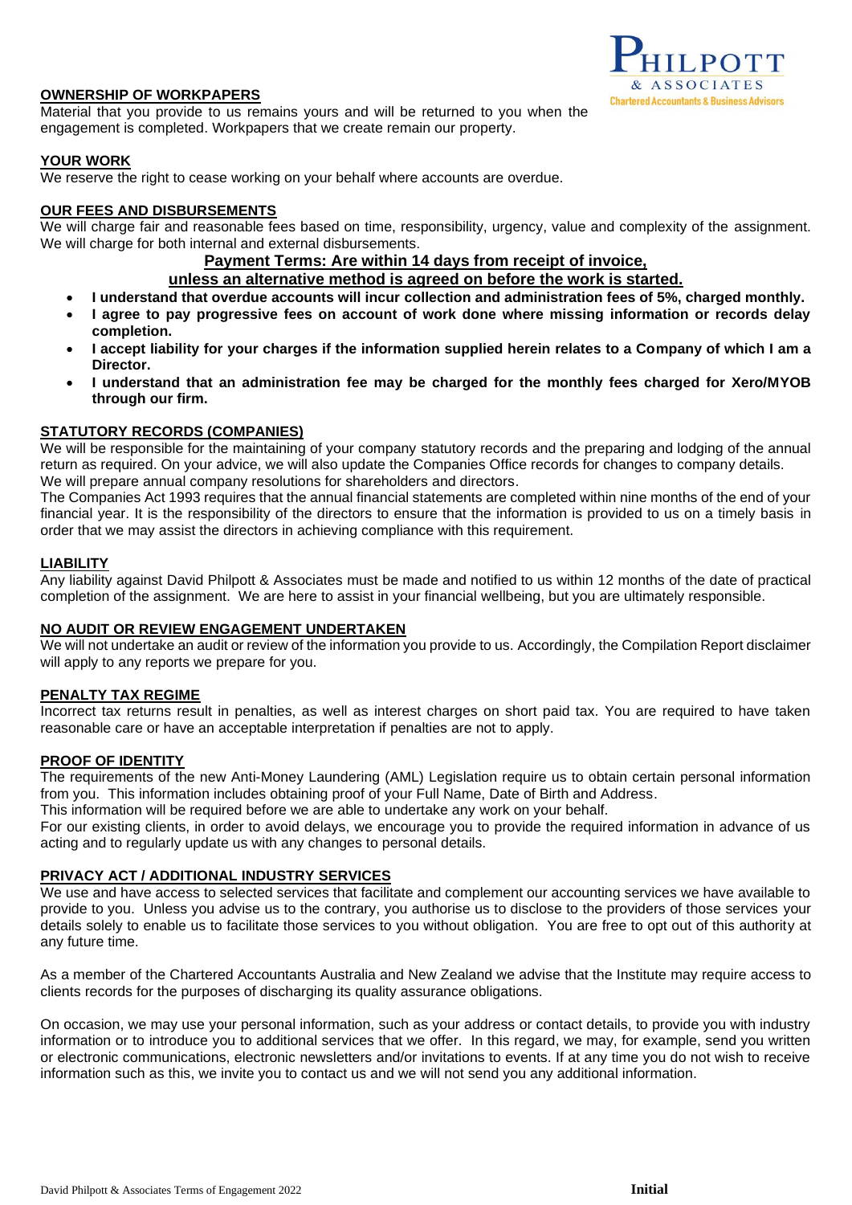## OWNERSHIP OF WORKPAPERS

Material that you provide to us remains yours and will be returned to you when the engagement is completed. Workpapers that we create remain our property.

## YOUR WORK

We reserve the right to cease working on your behalf where accounts are overdue.

## OUR FEES AND DISBURSEMENTS

We will charge fair and reasonable fees based on time, responsibility, urgency, value and complexity of the assignment. We will charge for both internal and external disbursements.

**Payment Terms: Are within 14 days from receipt of invoice, unless an alternative method is agreed on before the work is started.**

- **I understand that overdue accounts will incur collection and administration fees of 5%, charged monthly.**
- **I agree to pay progressive fees on account of work done where missing information or records delay completion.**
- **I accept liability for your charges if the information supplied herein relates to a Company of which I am a Director.**
- **I understand that an administration fee may be charged for the monthly fees charged for Xero/MYOB through our firm.**

## STATUTORY RECORDS (COMPANIES)

We will be responsible for the maintaining of your company statutory records and the preparing and lodging of the annual return as required. On your advice, we will also update the Companies Office records for changes to company details.
We will prepare annual company resolutions for shareholders and directors.
The Companies Act 1993 requires that the annual financial statements are completed within nine months of the end of your financial year. It is the responsibility of the directors to ensure that the information is provided to us on a timely basis in order that we may assist the directors in achieving compliance with this requirement.

## LIABILITY

Any liability against David Philpott & Associates must be made and notified to us within 12 months of the date of practical completion of the assignment. We are here to assist in your financial wellbeing, but you are ultimately responsible.

## NO AUDIT OR REVIEW ENGAGEMENT UNDERTAKEN

We will not undertake an audit or review of the information you provide to us. Accordingly, the Compilation Report disclaimer will apply to any reports we prepare for you.

## PENALTY TAX REGIME

Incorrect tax returns result in penalties, as well as interest charges on short paid tax. You are required to have taken reasonable care or have an acceptable interpretation if penalties are not to apply.

## PROOF OF IDENTITY

The requirements of the new Anti-Money Laundering (AML) Legislation require us to obtain certain personal information from you. This information includes obtaining proof of your Full Name, Date of Birth and Address.
This information will be required before we are able to undertake any work on your behalf.
For our existing clients, in order to avoid delays, we encourage you to provide the required information in advance of us acting and to regularly update us with any changes to personal details.

## PRIVACY ACT / ADDITIONAL INDUSTRY SERVICES

We use and have access to selected services that facilitate and complement our accounting services we have available to provide to you. Unless you advise us to the contrary, you authorise us to disclose to the providers of those services your details solely to enable us to facilitate those services to you without obligation. You are free to opt out of this authority at any future time.

As a member of the Chartered Accountants Australia and New Zealand we advise that the Institute may require access to clients records for the purposes of discharging its quality assurance obligations.

On occasion, we may use your personal information, such as your address or contact details, to provide you with industry information or to introduce you to additional services that we offer. In this regard, we may, for example, send you written or electronic communications, electronic newsletters and/or invitations to events. If at any time you do not wish to receive information such as this, we invite you to contact us and we will not send you any additional information.

**Initial**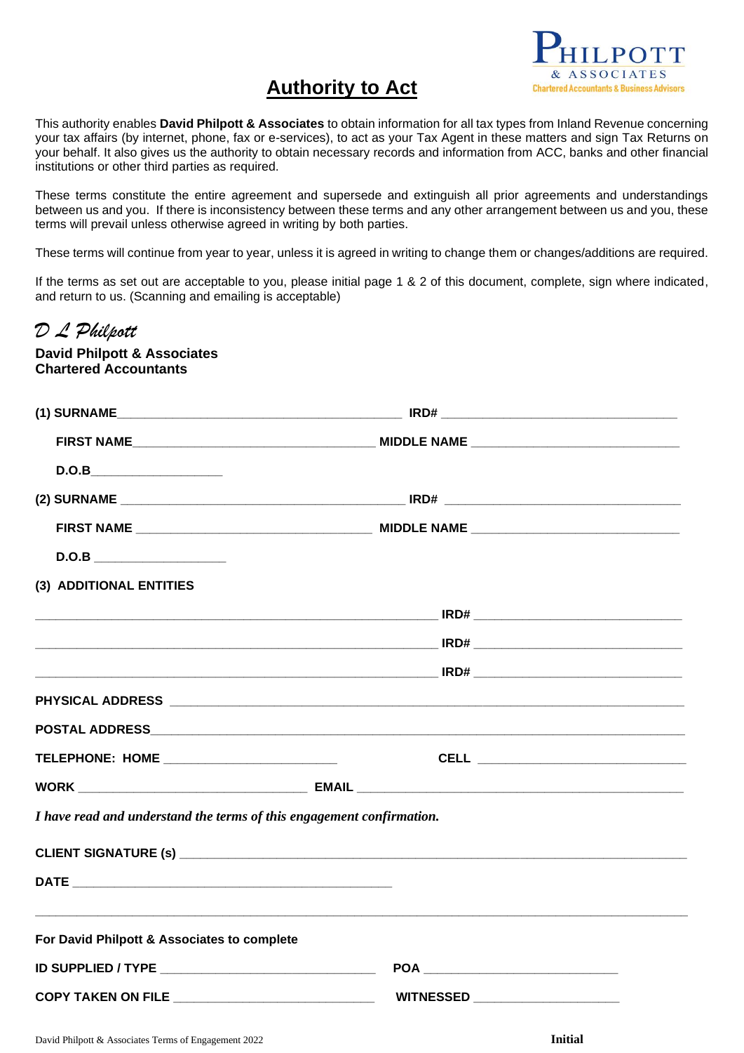# Authority to Act

PHILPOTT & ASSOCIATES
Chartered Accountants & Business Advisors

This authority enables **David Philpott & Associates** to obtain information for all tax types from Inland Revenue concerning your tax affairs (by internet, phone, fax or e-services), to act as your Tax Agent in these matters and sign Tax Returns on your behalf. It also gives us the authority to obtain necessary records and information from ACC, banks and other financial institutions or other third parties as required.

These terms constitute the entire agreement and supersede and extinguish all prior agreements and understandings between us and you. If there is inconsistency between these terms and any other arrangement between us and you, these terms will prevail unless otherwise agreed in writing by both parties.

These terms will continue from year to year, unless it is agreed in writing to change them or changes/additions are required.

If the terms as set out are acceptable to you, please initial page 1 & 2 of this document, complete, sign where indicated, and return to us. (Scanning and emailing is acceptable)

*D L Philpott*

**David Philpott & Associates**
**Chartered Accountants**

**(1) SURNAME**\_\_\_\_\_\_\_\_\_\_\_\_\_\_\_\_\_\_\_\_ **IRD#** \_\_\_\_\_\_\_\_\_\_\_\_\_\_\_\_\_\_\_\_

**FIRST NAME**\_\_\_\_\_\_\_\_\_\_\_\_\_\_\_\_\_\_\_\_ **MIDDLE NAME** \_\_\_\_\_\_\_\_\_\_\_\_\_\_\_\_\_\_\_\_

**D.O.B**\_\_\_\_\_\_\_\_\_\_\_\_\_\_\_\_\_\_\_\_

**(2) SURNAME** \_\_\_\_\_\_\_\_\_\_\_\_\_\_\_\_\_\_\_\_ **IRD#** \_\_\_\_\_\_\_\_\_\_\_\_\_\_\_\_\_\_\_\_

**FIRST NAME** \_\_\_\_\_\_\_\_\_\_\_\_\_\_\_\_\_\_\_\_ **MIDDLE NAME** \_\_\_\_\_\_\_\_\_\_\_\_\_\_\_\_\_\_\_\_

**D.O.B** \_\_\_\_\_\_\_\_\_\_\_\_\_\_\_\_\_\_\_\_

**(3) ADDITIONAL ENTITIES**

\_\_\_\_\_\_\_\_\_\_\_\_\_\_\_\_\_\_\_\_ **IRD#** \_\_\_\_\_\_\_\_\_\_\_\_\_\_\_\_\_\_\_\_

\_\_\_\_\_\_\_\_\_\_\_\_\_\_\_\_\_\_\_\_ **IRD#** \_\_\_\_\_\_\_\_\_\_\_\_\_\_\_\_\_\_\_\_

\_\_\_\_\_\_\_\_\_\_\_\_\_\_\_\_\_\_\_\_ **IRD#** \_\_\_\_\_\_\_\_\_\_\_\_\_\_\_\_\_\_\_\_

**PHYSICAL ADDRESS** \_\_\_\_\_\_\_\_\_\_\_\_\_\_\_\_\_\_\_\_

**POSTAL ADDRESS**\_\_\_\_\_\_\_\_\_\_\_\_\_\_\_\_\_\_\_\_

**TELEPHONE: HOME** \_\_\_\_\_\_\_\_\_\_\_\_\_\_\_\_\_\_\_\_ **CELL** \_\_\_\_\_\_\_\_\_\_\_\_\_\_\_\_\_\_\_\_

**WORK** \_\_\_\_\_\_\_\_\_\_\_\_\_\_\_\_\_\_\_\_ **EMAIL** \_\_\_\_\_\_\_\_\_\_\_\_\_\_\_\_\_\_\_\_

***I have read and understand the terms of this engagement confirmation.***

**CLIENT SIGNATURE (s)** \_\_\_\_\_\_\_\_\_\_\_\_\_\_\_\_\_\_\_\_

**DATE** \_\_\_\_\_\_\_\_\_\_\_\_\_\_\_\_\_\_\_\_

---

**For David Philpott & Associates to complete**

**ID SUPPLIED / TYPE** \_\_\_\_\_\_\_\_\_\_\_\_\_\_\_\_\_\_\_\_ **POA** \_\_\_\_\_\_\_\_\_\_\_\_\_\_\_\_\_\_\_\_

**COPY TAKEN ON FILE** \_\_\_\_\_\_\_\_\_\_\_\_\_\_\_\_\_\_\_\_ **WITNESSED** \_\_\_\_\_\_\_\_\_\_\_\_\_\_\_\_\_\_\_\_

**Initial**